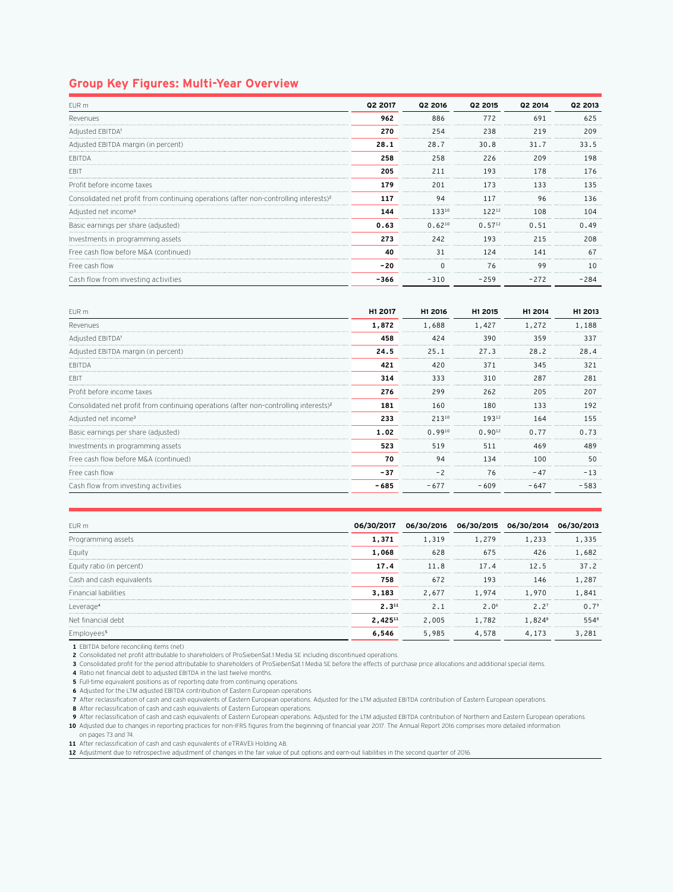## Group Key Figures: Multi-Year Overview

| EUR m | Q2 2017 | Q2 2016 | Q2 2015 | Q2 2014 | Q2 2013 |
|---|---|---|---|---|---|
| Revenues | **962** | 886 | 772 | 691 | 625 |
| Adjusted EBITDA[1] | **270** | 254 | 238 | 219 | 209 |
| Adjusted EBITDA margin (in percent) | **28.1** | 28.7 | 30.8 | 31.7 | 33.5 |
| EBITDA | **258** | 258 | 226 | 209 | 198 |
| EBIT | **205** | 211 | 193 | 178 | 176 |
| Profit before income taxes | **179** | 201 | 173 | 133 | 135 |
| Consolidated net profit from continuing operations (after non-controlling interests)[2] | **117** | 94 | 117 | 96 | 136 |
| Adjusted net income[3] | **144** | 133[10] | 122[12] | 108 | 104 |
| Basic earnings per share (adjusted) | **0.63** | 0.62[10] | 0.57[12] | 0.51 | 0.49 |
| Investments in programming assets | **273** | 242 | 193 | 215 | 208 |
| Free cash flow before M&A (continued) | **40** | 31 | 124 | 141 | 67 |
| Free cash flow | **−20** | 0 | 76 | 99 | 10 |
| Cash flow from investing activities | **−366** | −310 | −259 | −272 | −284 |

| EUR m | H1 2017 | H1 2016 | H1 2015 | H1 2014 | H1 2013 |
|---|---|---|---|---|---|
| Revenues | **1,872** | 1,688 | 1,427 | 1,272 | 1,188 |
| Adjusted EBITDA[1] | **458** | 424 | 390 | 359 | 337 |
| Adjusted EBITDA margin (in percent) | **24.5** | 25.1 | 27.3 | 28.2 | 28.4 |
| EBITDA | **421** | 420 | 371 | 345 | 321 |
| EBIT | **314** | 333 | 310 | 287 | 281 |
| Profit before income taxes | **276** | 299 | 262 | 205 | 207 |
| Consolidated net profit from continuing operations (after non-controlling interests)[2] | **181** | 160 | 180 | 133 | 192 |
| Adjusted net income[3] | **233** | 213[10] | 193[12] | 164 | 155 |
| Basic earnings per share (adjusted) | **1.02** | 0.99[10] | 0.90[12] | 0.77 | 0.73 |
| Investments in programming assets | **523** | 519 | 511 | 469 | 489 |
| Free cash flow before M&A (continued) | **70** | 94 | 134 | 100 | 50 |
| Free cash flow | **−37** | −2 | 76 | −47 | −13 |
| Cash flow from investing activities | **−685** | −677 | −609 | −647 | −583 |

| EUR m | 06/30/2017 | 06/30/2016 | 06/30/2015 | 06/30/2014 | 06/30/2013 |
|---|---|---|---|---|---|
| Programming assets | **1,371** | 1,319 | 1,279 | 1,233 | 1,335 |
| Equity | **1,068** | 628 | 675 | 426 | 1,682 |
| Equity ratio (in percent) | **17.4** | 11.8 | 17.4 | 12.5 | 37.2 |
| Cash and cash equivalents | **758** | 672 | 193 | 146 | 1,287 |
| Financial liabilities | **3,183** | 2,677 | 1,974 | 1,970 | 1,841 |
| Leverage[4] | **2.3[11]** | 2.1 | 2.0[6] | 2.2[7] | 0.7[9] |
| Net financial debt | **2,425[11]** | 2,005 | 1,782 | 1,824[8] | 554[8] |
| Employees[5] | **6,546** | 5,985 | 4,578 | 4,173 | 3,281 |

**1** EBITDA before reconciling items (net).
**2** Consolidated net profit attributable to shareholders of ProSiebenSat.1 Media SE including discontinued operations.
**3** Consolidated profit for the period attributable to shareholders of ProSiebenSat.1 Media SE before the effects of purchase price allocations and additional special items.
**4** Ratio net financial debt to adjusted EBITDA in the last twelve months.
**5** Full-time equivalent positions as of reporting date from continuing operations.
**6** Adjusted for the LTM adjusted EBITDA contribution of Eastern European operations.
**7** After reclassification of cash and cash equivalents of Eastern European operations. Adjusted for the LTM adjusted EBITDA contribution of Eastern European operations.
**8** After reclassification of cash and cash equivalents of Eastern European operations.
**9** After reclassification of cash and cash equivalents of Eastern European operations. Adjusted for the LTM adjusted EBITDA contribution of Northern and Eastern European operations.
**10** Adjusted due to changes in reporting practices for non-IFRS figures from the beginning of financial year 2017. The Annual Report 2016 comprises more detailed information on pages 73 and 74.
**11** After reclassification of cash and cash equivalents of eTRAVELi Holding AB.
**12** Adjustment due to retrospective adjustment of changes in the fair value of put options and earn-out liabilities in the second quarter of 2016.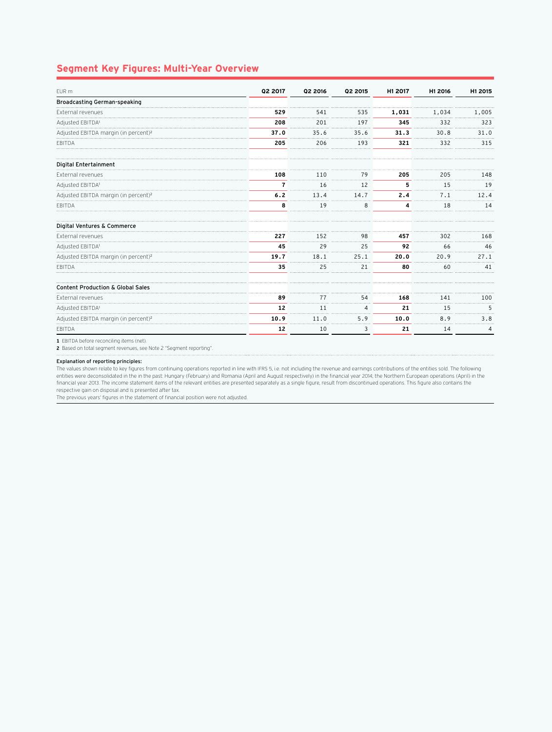## Segment Key Figures: Multi-Year Overview

| EUR m | Q2 2017 | Q2 2016 | Q2 2015 | H1 2017 | H1 2016 | H1 2015 |
|---|---|---|---|---|---|---|
| **Broadcasting German-speaking** | | | | | | |
| External revenues | **529** | 541 | 535 | **1,031** | 1,034 | 1,005 |
| Adjusted EBITDA[1] | **208** | 201 | 197 | **345** | 332 | 323 |
| Adjusted EBITDA margin (in percent)[2] | **37.0** | 35.6 | 35.6 | **31.3** | 30.8 | 31.0 |
| EBITDA | **205** | 206 | 193 | **321** | 332 | 315 |
| | | | | | | |
| **Digital Entertainment** | | | | | | |
| External revenues | **108** | 110 | 79 | **205** | 205 | 148 |
| Adjusted EBITDA[1] | **7** | 16 | 12 | **5** | 15 | 19 |
| Adjusted EBITDA margin (in percent)[2] | **6.2** | 13.4 | 14.7 | **2.4** | 7.1 | 12.4 |
| EBITDA | **8** | 19 | 8 | **4** | 18 | 14 |
| | | | | | | |
| **Digital Ventures & Commerce** | | | | | | |
| External revenues | **227** | 152 | 98 | **457** | 302 | 168 |
| Adjusted EBITDA[1] | **45** | 29 | 25 | **92** | 66 | 46 |
| Adjusted EBITDA margin (in percent)[2] | **19.7** | 18.1 | 25.1 | **20.0** | 20.9 | 27.1 |
| EBITDA | **35** | 25 | 21 | **80** | 60 | 41 |
| | | | | | | |
| **Content Production & Global Sales** | | | | | | |
| External revenues | **89** | 77 | 54 | **168** | 141 | 100 |
| Adjusted EBITDA[1] | **12** | 11 | 4 | **21** | 15 | 5 |
| Adjusted EBITDA margin (in percent)[2] | **10.9** | 11.0 | 5.9 | **10.0** | 8.9 | 3.8 |
| EBITDA | **12** | 10 | 3 | **21** | 14 | 4 |

**1** EBITDA before reconciling items (net).
**2** Based on total segment revenues, see Note 2 "Segment reporting".

**Explanation of reporting principles:**
The values shown relate to key figures from continuing operations reported in line with IFRS 5, i.e. not including the revenue and earnings contributions of the entities sold. The following entities were deconsolidated in the in the past: Hungary (February) and Romania (April and August respectively) in the financial year 2014; the Northern European operations (April) in the financial year 2013. The income statement items of the relevant entities are presented separately as a single figure, result from discontinued operations. This figure also contains the respective gain on disposal and is presented after tax.
The previous years' figures in the statement of financial position were not adjusted.